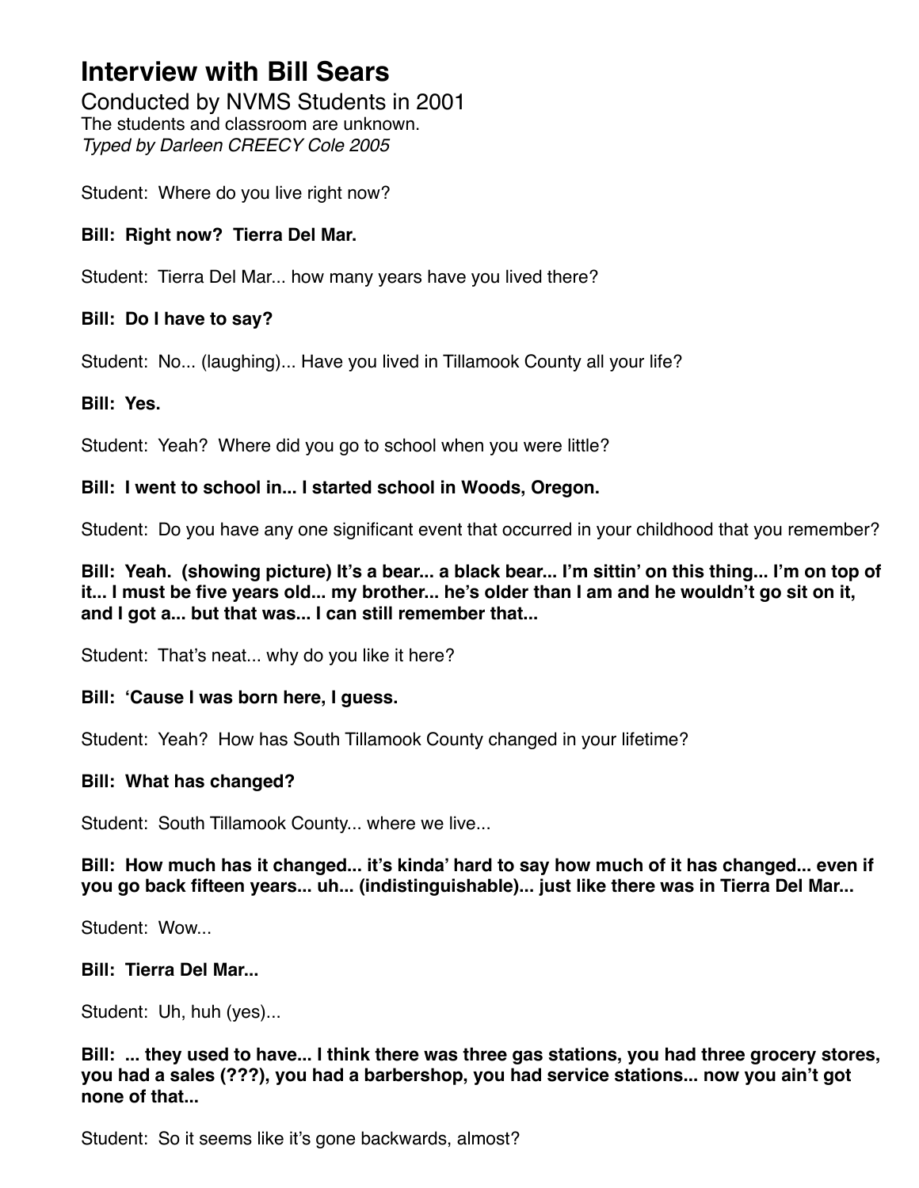# Interview with Bill Sears

Conducted by NVMS Students in 2001

The students and classroom are unknown.

*Typed by Darleen CREECY Cole 2005*

Student: Where do you live right now?

**Bill: Right now? Tierra Del Mar.**

Student: Tierra Del Mar... how many years have you lived there?

**Bill: Do I have to say?**

Student: No... (laughing)... Have you lived in Tillamook County all your life?

**Bill: Yes.**

Student: Yeah? Where did you go to school when you were little?

**Bill: I went to school in... I started school in Woods, Oregon.**

Student: Do you have any one significant event that occurred in your childhood that you remember?

**Bill: Yeah. (showing picture) It's a bear... a black bear... I'm sittin' on this thing... I'm on top of it... I must be five years old... my brother... he's older than I am and he wouldn't go sit on it, and I got a... but that was... I can still remember that...**

Student: That's neat... why do you like it here?

**Bill: 'Cause I was born here, I guess.**

Student: Yeah? How has South Tillamook County changed in your lifetime?

**Bill: What has changed?**

Student: South Tillamook County... where we live...

**Bill: How much has it changed... it's kinda' hard to say how much of it has changed... even if you go back fifteen years... uh... (indistinguishable)... just like there was in Tierra Del Mar...**

Student: Wow...

**Bill: Tierra Del Mar...**

Student: Uh, huh (yes)...

**Bill: ... they used to have... I think there was three gas stations, you had three grocery stores, you had a sales (???), you had a barbershop, you had service stations... now you ain't got none of that...**

Student: So it seems like it's gone backwards, almost?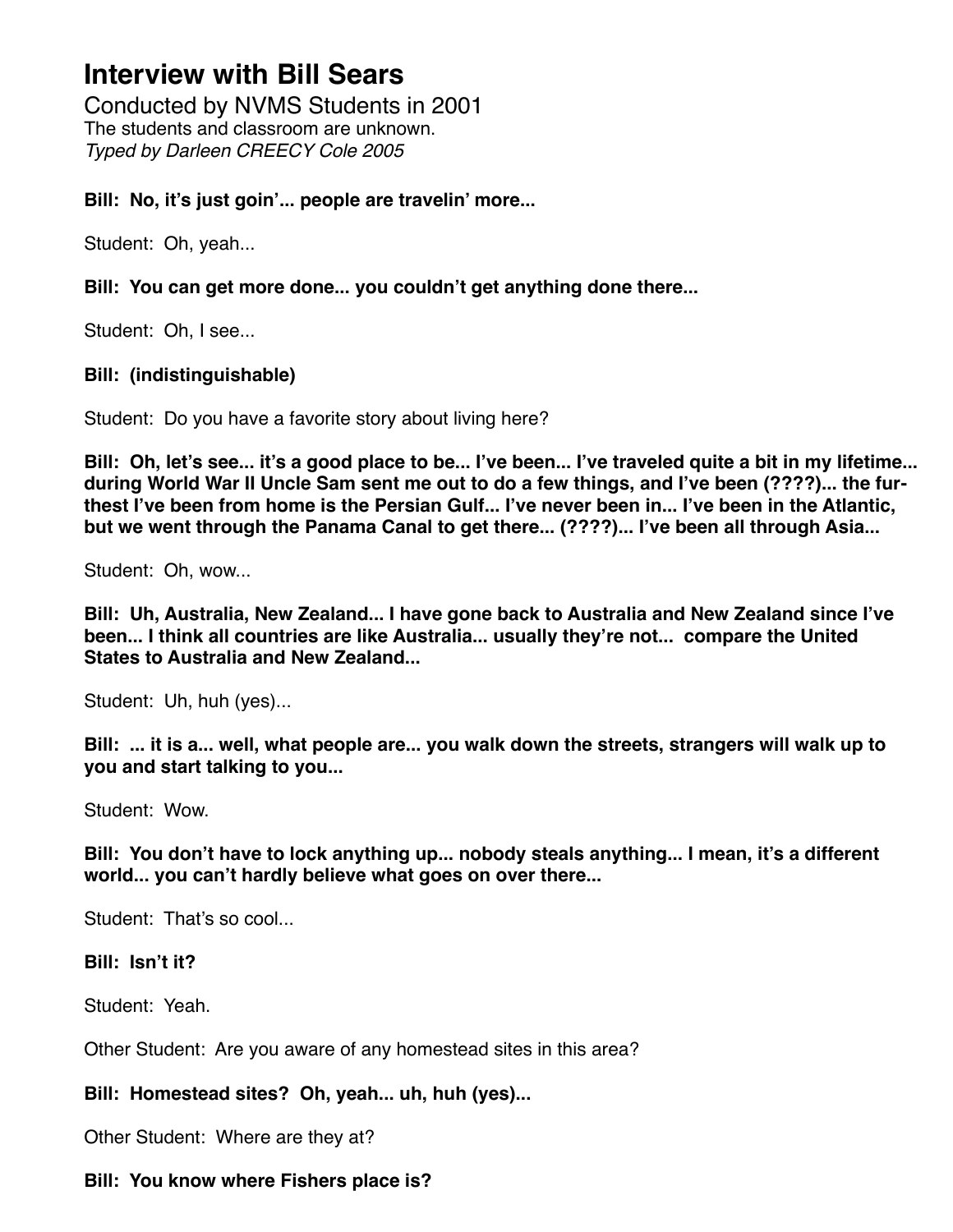# Interview with Bill Sears

Conducted by NVMS Students in 2001
The students and classroom are unknown.
*Typed by Darleen CREECY Cole 2005*

**Bill: No, it's just goin'... people are travelin' more...**

Student: Oh, yeah...

**Bill: You can get more done... you couldn't get anything done there...**

Student: Oh, I see...

**Bill: (indistinguishable)**

Student: Do you have a favorite story about living here?

**Bill: Oh, let's see... it's a good place to be... I've been... I've traveled quite a bit in my lifetime... during World War II Uncle Sam sent me out to do a few things, and I've been (????)... the furthest I've been from home is the Persian Gulf... I've never been in... I've been in the Atlantic, but we went through the Panama Canal to get there... (????)... I've been all through Asia...**

Student: Oh, wow...

**Bill: Uh, Australia, New Zealand... I have gone back to Australia and New Zealand since I've been... I think all countries are like Australia... usually they're not... compare the United States to Australia and New Zealand...**

Student: Uh, huh (yes)...

**Bill: ... it is a... well, what people are... you walk down the streets, strangers will walk up to you and start talking to you...**

Student: Wow.

**Bill: You don't have to lock anything up... nobody steals anything... I mean, it's a different world... you can't hardly believe what goes on over there...**

Student: That's so cool...

**Bill: Isn't it?**

Student: Yeah.

Other Student: Are you aware of any homestead sites in this area?

**Bill: Homestead sites? Oh, yeah... uh, huh (yes)...**

Other Student: Where are they at?

**Bill: You know where Fishers place is?**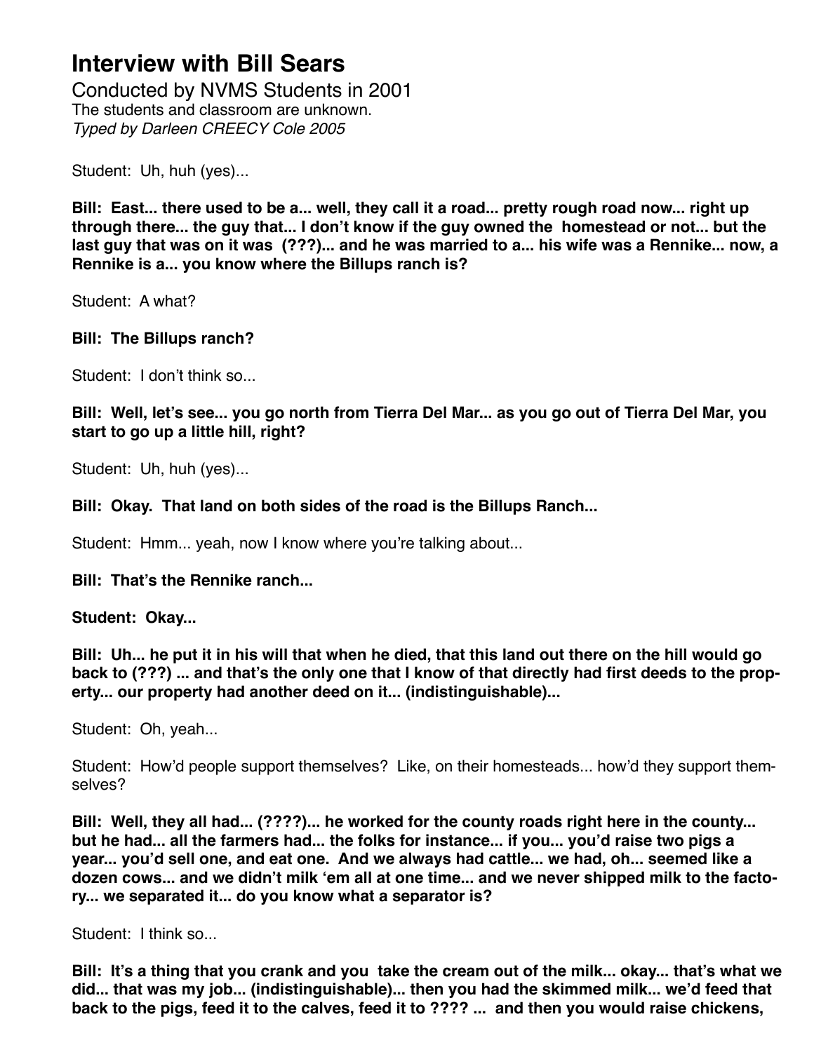# Interview with Bill Sears

Conducted by NVMS Students in 2001
The students and classroom are unknown.
*Typed by Darleen CREECY Cole 2005*

Student: Uh, huh (yes)...

**Bill: East... there used to be a... well, they call it a road... pretty rough road now... right up through there... the guy that... I don't know if the guy owned the homestead or not... but the last guy that was on it was (???)... and he was married to a... his wife was a Rennike... now, a Rennike is a... you know where the Billups ranch is?**

Student: A what?

**Bill: The Billups ranch?**

Student: I don't think so...

**Bill: Well, let's see... you go north from Tierra Del Mar... as you go out of Tierra Del Mar, you start to go up a little hill, right?**

Student: Uh, huh (yes)...

**Bill: Okay. That land on both sides of the road is the Billups Ranch...**

Student: Hmm... yeah, now I know where you're talking about...

**Bill: That's the Rennike ranch...**

**Student: Okay...**

**Bill: Uh... he put it in his will that when he died, that this land out there on the hill would go back to (???) ... and that's the only one that I know of that directly had first deeds to the property... our property had another deed on it... (indistinguishable)...**

Student: Oh, yeah...

Student: How'd people support themselves? Like, on their homesteads... how'd they support themselves?

**Bill: Well, they all had... (????)... he worked for the county roads right here in the county... but he had... all the farmers had... the folks for instance... if you... you'd raise two pigs a year... you'd sell one, and eat one. And we always had cattle... we had, oh... seemed like a dozen cows... and we didn't milk 'em all at one time... and we never shipped milk to the factory... we separated it... do you know what a separator is?**

Student: I think so...

**Bill: It's a thing that you crank and you take the cream out of the milk... okay... that's what we did... that was my job... (indistinguishable)... then you had the skimmed milk... we'd feed that back to the pigs, feed it to the calves, feed it to ???? ... and then you would raise chickens,**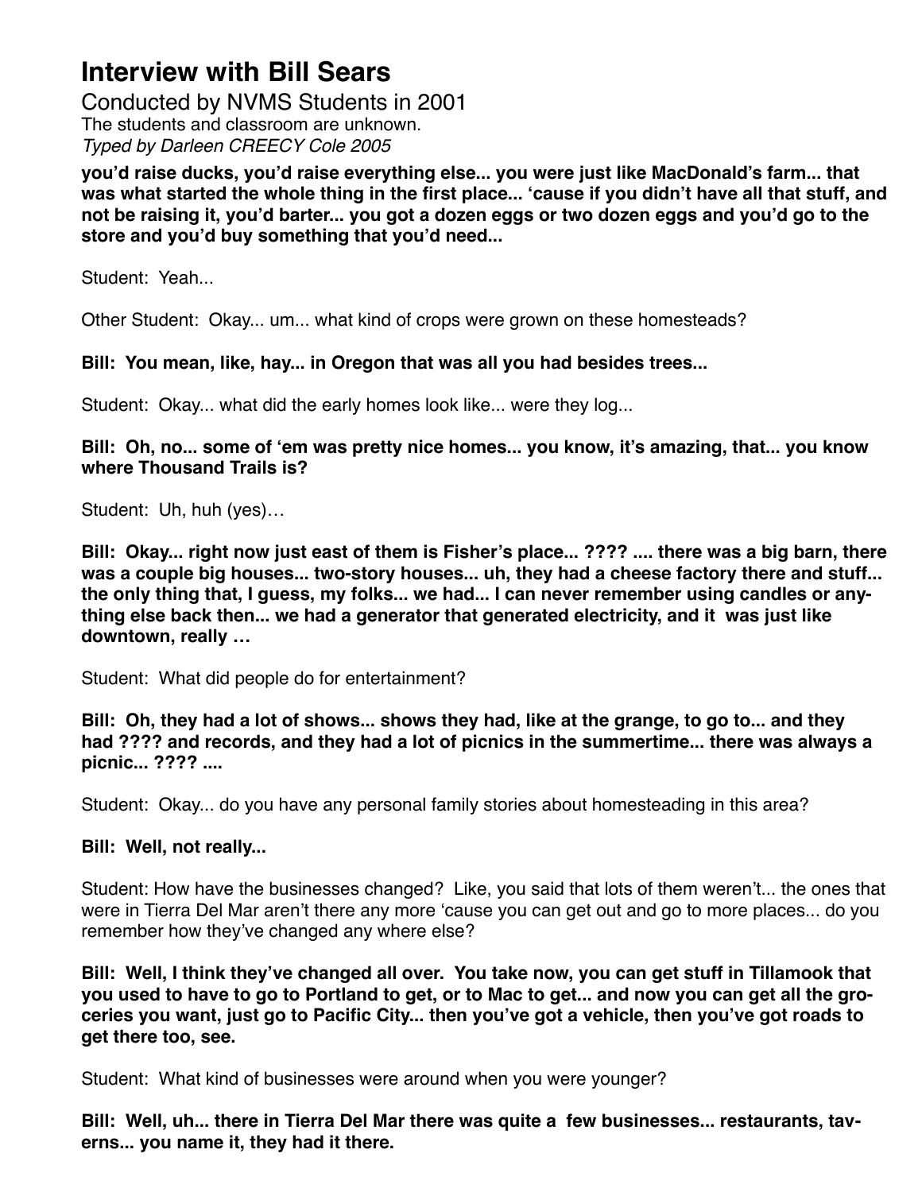# Interview with Bill Sears

Conducted by NVMS Students in 2001

The students and classroom are unknown.

*Typed by Darleen CREECY Cole 2005*

**you'd raise ducks, you'd raise everything else... you were just like MacDonald's farm... that was what started the whole thing in the first place... 'cause if you didn't have all that stuff, and not be raising it, you'd barter... you got a dozen eggs or two dozen eggs and you'd go to the store and you'd buy something that you'd need...**

Student: Yeah...

Other Student: Okay... um... what kind of crops were grown on these homesteads?

**Bill: You mean, like, hay... in Oregon that was all you had besides trees...**

Student: Okay... what did the early homes look like... were they log...

**Bill: Oh, no... some of 'em was pretty nice homes... you know, it's amazing, that... you know where Thousand Trails is?**

Student: Uh, huh (yes)…

**Bill: Okay... right now just east of them is Fisher's place... ???? .... there was a big barn, there was a couple big houses... two-story houses... uh, they had a cheese factory there and stuff... the only thing that, I guess, my folks... we had... I can never remember using candles or anything else back then... we had a generator that generated electricity, and it was just like downtown, really …**

Student: What did people do for entertainment?

**Bill: Oh, they had a lot of shows... shows they had, like at the grange, to go to... and they had ???? and records, and they had a lot of picnics in the summertime... there was always a picnic... ???? ....**

Student: Okay... do you have any personal family stories about homesteading in this area?

**Bill: Well, not really...**

Student: How have the businesses changed? Like, you said that lots of them weren't... the ones that were in Tierra Del Mar aren't there any more 'cause you can get out and go to more places... do you remember how they've changed any where else?

**Bill: Well, I think they've changed all over. You take now, you can get stuff in Tillamook that you used to have to go to Portland to get, or to Mac to get... and now you can get all the groceries you want, just go to Pacific City... then you've got a vehicle, then you've got roads to get there too, see.**

Student: What kind of businesses were around when you were younger?

**Bill: Well, uh... there in Tierra Del Mar there was quite a few businesses... restaurants, taverns... you name it, they had it there.**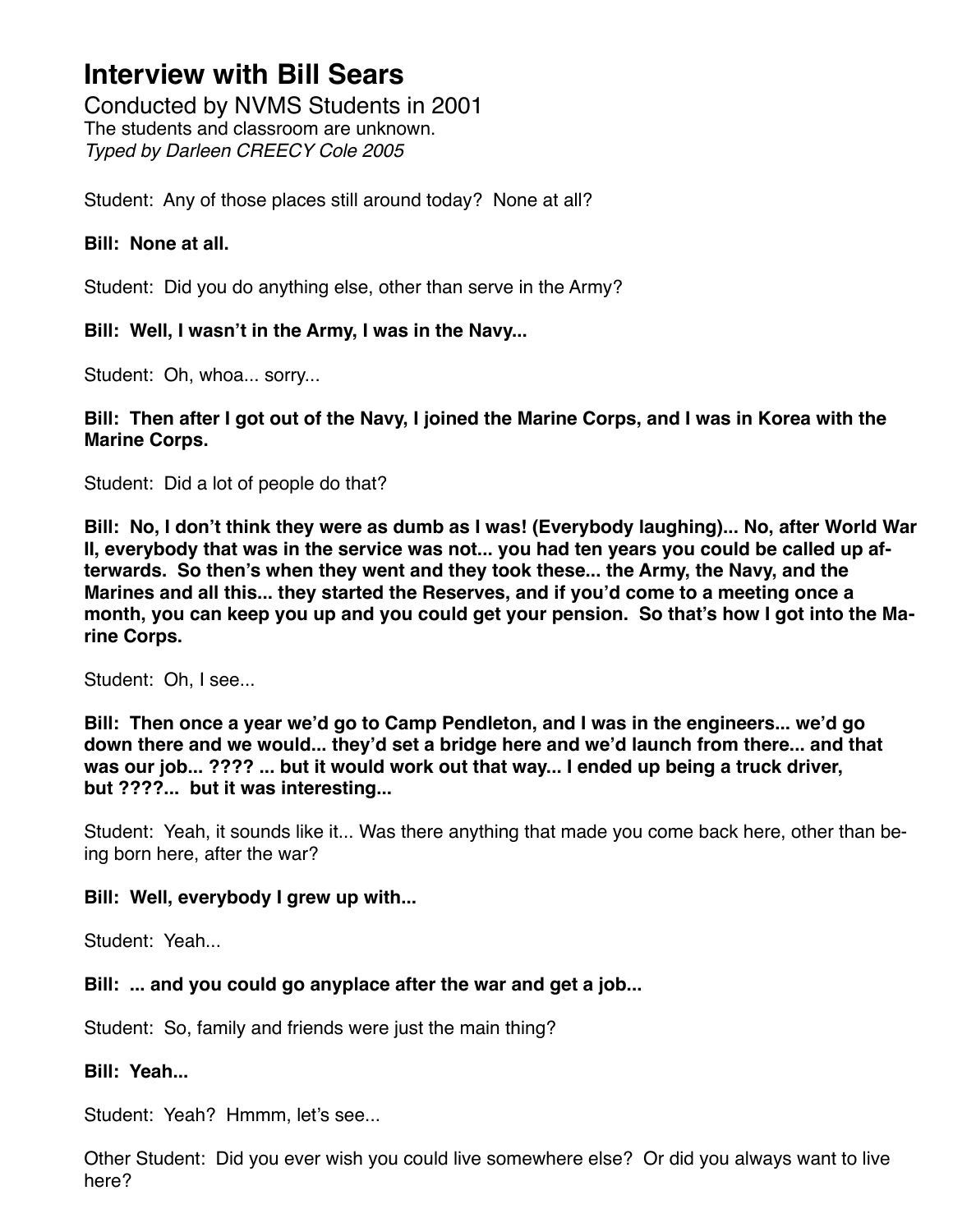# Interview with Bill Sears

Conducted by NVMS Students in 2001
The students and classroom are unknown.
*Typed by Darleen CREECY Cole 2005*

Student: Any of those places still around today? None at all?

**Bill: None at all.**

Student: Did you do anything else, other than serve in the Army?

**Bill: Well, I wasn't in the Army, I was in the Navy...**

Student: Oh, whoa... sorry...

**Bill: Then after I got out of the Navy, I joined the Marine Corps, and I was in Korea with the Marine Corps.**

Student: Did a lot of people do that?

**Bill: No, I don't think they were as dumb as I was! (Everybody laughing)... No, after World War II, everybody that was in the service was not... you had ten years you could be called up afterwards. So then's when they went and they took these... the Army, the Navy, and the Marines and all this... they started the Reserves, and if you'd come to a meeting once a month, you can keep you up and you could get your pension. So that's how I got into the Marine Corps.**

Student: Oh, I see...

**Bill: Then once a year we'd go to Camp Pendleton, and I was in the engineers... we'd go down there and we would... they'd set a bridge here and we'd launch from there... and that was our job... ???? ... but it would work out that way... I ended up being a truck driver, but ????... but it was interesting...**

Student: Yeah, it sounds like it... Was there anything that made you come back here, other than being born here, after the war?

**Bill: Well, everybody I grew up with...**

Student: Yeah...

**Bill: ... and you could go anyplace after the war and get a job...**

Student: So, family and friends were just the main thing?

**Bill: Yeah...**

Student: Yeah? Hmmm, let's see...

Other Student: Did you ever wish you could live somewhere else? Or did you always want to live here?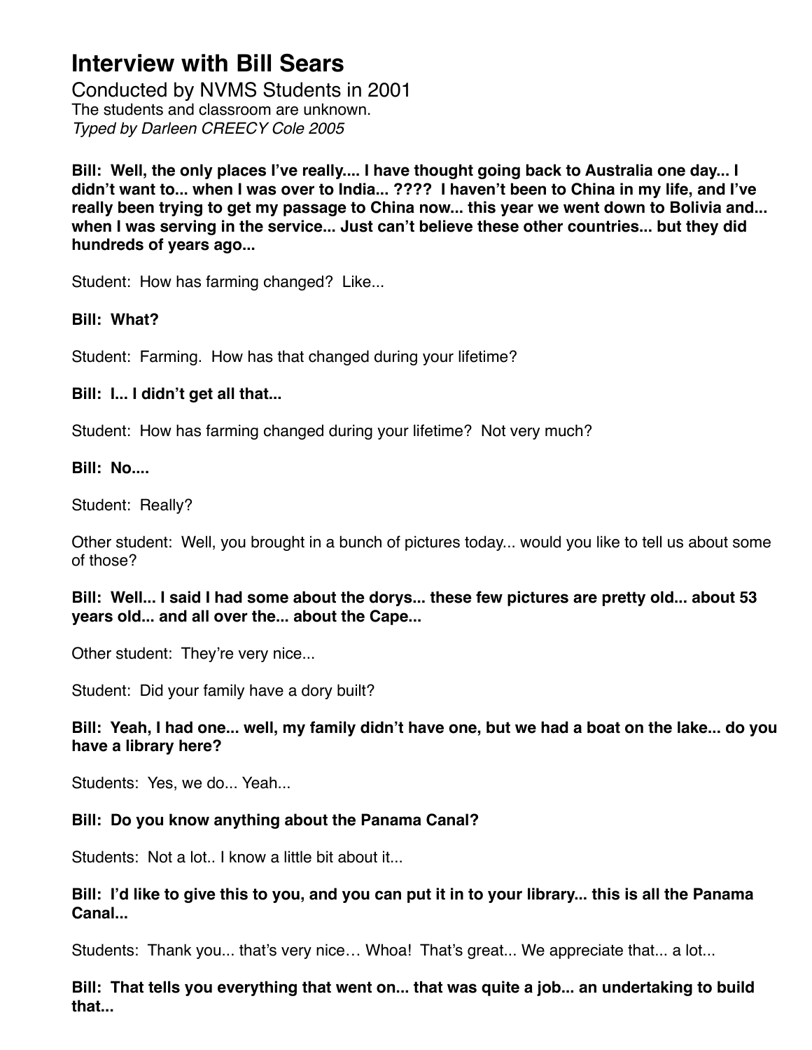# Interview with Bill Sears

Conducted by NVMS Students in 2001
The students and classroom are unknown.
*Typed by Darleen CREECY Cole 2005*

**Bill: Well, the only places I've really.... I have thought going back to Australia one day... I didn't want to... when I was over to India... ???? I haven't been to China in my life, and I've really been trying to get my passage to China now... this year we went down to Bolivia and... when I was serving in the service... Just can't believe these other countries... but they did hundreds of years ago...**

Student: How has farming changed? Like...

**Bill: What?**

Student: Farming. How has that changed during your lifetime?

**Bill: I... I didn't get all that...**

Student: How has farming changed during your lifetime? Not very much?

**Bill: No....**

Student: Really?

Other student: Well, you brought in a bunch of pictures today... would you like to tell us about some of those?

**Bill: Well... I said I had some about the dorys... these few pictures are pretty old... about 53 years old... and all over the... about the Cape...**

Other student: They're very nice...

Student: Did your family have a dory built?

**Bill: Yeah, I had one... well, my family didn't have one, but we had a boat on the lake... do you have a library here?**

Students: Yes, we do... Yeah...

**Bill: Do you know anything about the Panama Canal?**

Students: Not a lot.. I know a little bit about it...

**Bill: I'd like to give this to you, and you can put it in to your library... this is all the Panama Canal...**

Students: Thank you... that's very nice… Whoa! That's great... We appreciate that... a lot...

**Bill: That tells you everything that went on... that was quite a job... an undertaking to build that...**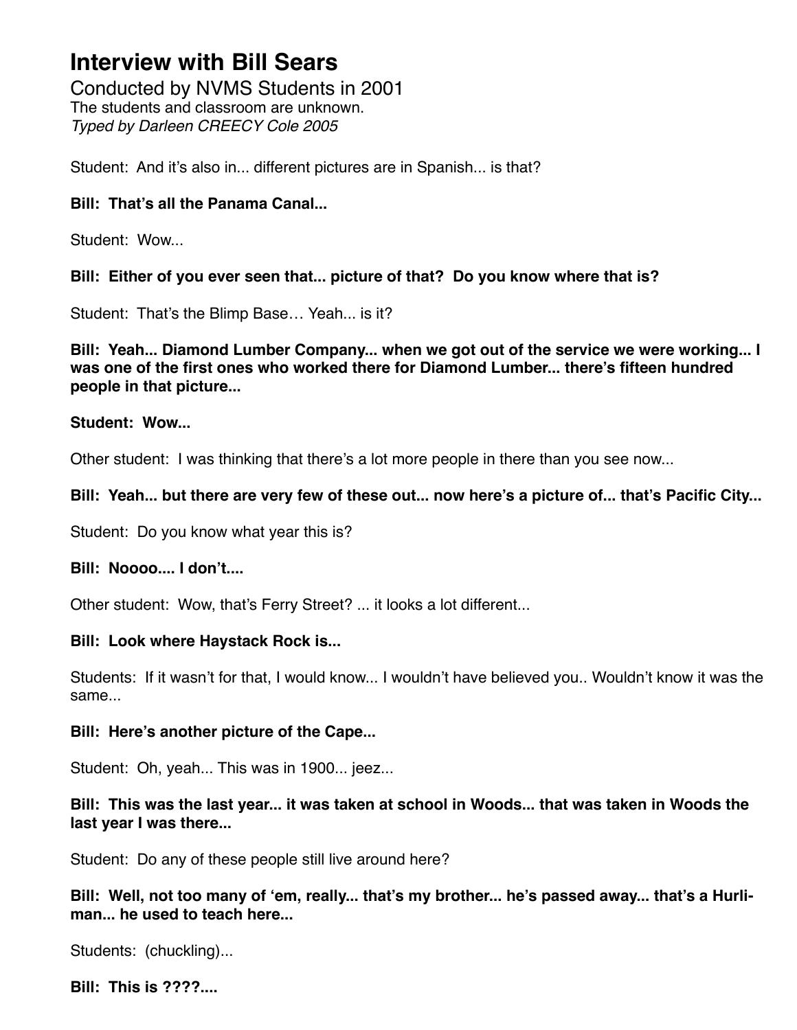# Interview with Bill Sears

Conducted by NVMS Students in 2001

The students and classroom are unknown.

*Typed by Darleen CREECY Cole 2005*

Student: And it's also in... different pictures are in Spanish... is that?

**Bill: That's all the Panama Canal...**

Student: Wow...

**Bill: Either of you ever seen that... picture of that? Do you know where that is?**

Student: That's the Blimp Base… Yeah... is it?

**Bill: Yeah... Diamond Lumber Company... when we got out of the service we were working... I was one of the first ones who worked there for Diamond Lumber... there's fifteen hundred people in that picture...**

**Student: Wow...**

Other student: I was thinking that there's a lot more people in there than you see now...

**Bill: Yeah... but there are very few of these out... now here's a picture of... that's Pacific City...**

Student: Do you know what year this is?

**Bill: Noooo.... I don't....**

Other student: Wow, that's Ferry Street? ... it looks a lot different...

**Bill: Look where Haystack Rock is...**

Students: If it wasn't for that, I would know... I wouldn't have believed you.. Wouldn't know it was the same...

**Bill: Here's another picture of the Cape...**

Student: Oh, yeah... This was in 1900... jeez...

**Bill: This was the last year... it was taken at school in Woods... that was taken in Woods the last year I was there...**

Student: Do any of these people still live around here?

**Bill: Well, not too many of 'em, really... that's my brother... he's passed away... that's a Hurliman... he used to teach here...**

Students: (chuckling)...

**Bill: This is ????....**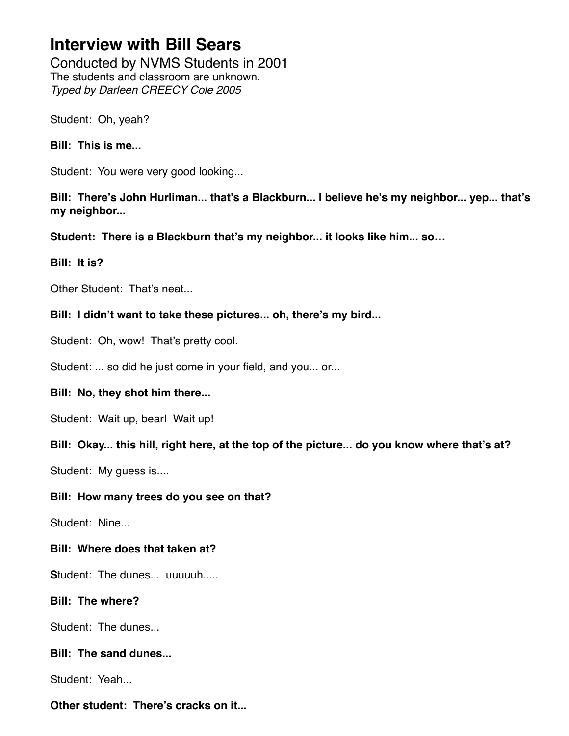# Interview with Bill Sears

Conducted by NVMS Students in 2001

The students and classroom are unknown.

*Typed by Darleen CREECY Cole 2005*

Student: Oh, yeah?

**Bill: This is me...**

Student: You were very good looking...

**Bill: There's John Hurliman... that's a Blackburn... I believe he's my neighbor... yep... that's my neighbor...**

**Student: There is a Blackburn that's my neighbor... it looks like him... so…**

**Bill: It is?**

Other Student: That's neat...

**Bill: I didn't want to take these pictures... oh, there's my bird...**

Student: Oh, wow! That's pretty cool.

Student: ... so did he just come in your field, and you... or...

**Bill: No, they shot him there...**

Student: Wait up, bear! Wait up!

**Bill: Okay... this hill, right here, at the top of the picture... do you know where that's at?**

Student: My guess is....

**Bill: How many trees do you see on that?**

Student: Nine...

**Bill: Where does that taken at?**

**S**tudent: The dunes... uuuuuh.....

**Bill: The where?**

Student: The dunes...

**Bill: The sand dunes...**

Student: Yeah...

**Other student: There's cracks on it...**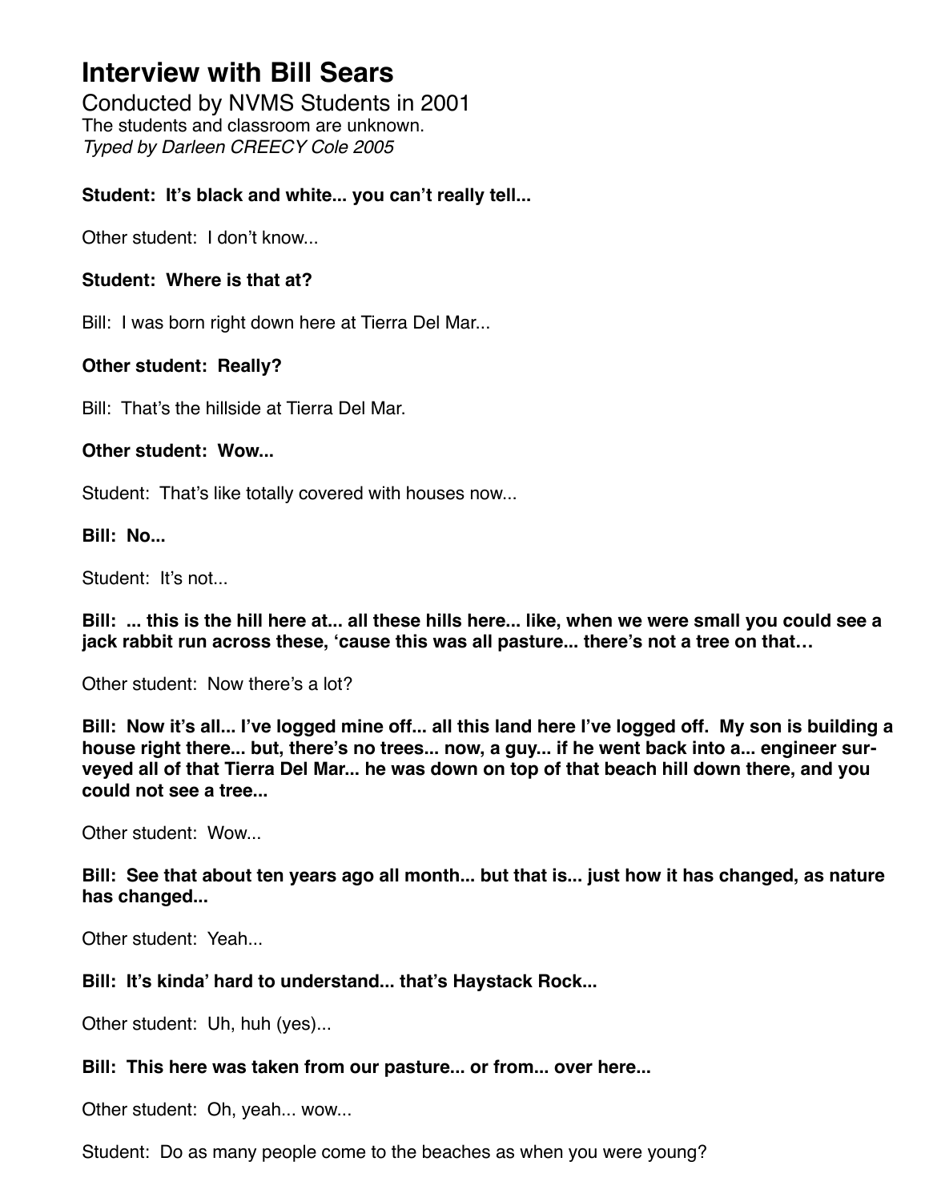# Interview with Bill Sears

Conducted by NVMS Students in 2001
The students and classroom are unknown.
*Typed by Darleen CREECY Cole 2005*

**Student: It's black and white... you can't really tell...**

Other student: I don't know...

**Student: Where is that at?**

Bill: I was born right down here at Tierra Del Mar...

**Other student: Really?**

Bill: That's the hillside at Tierra Del Mar.

**Other student: Wow...**

Student: That's like totally covered with houses now...

**Bill: No...**

Student: It's not...

**Bill: ... this is the hill here at... all these hills here... like, when we were small you could see a jack rabbit run across these, 'cause this was all pasture... there's not a tree on that…**

Other student: Now there's a lot?

**Bill: Now it's all... I've logged mine off... all this land here I've logged off. My son is building a house right there... but, there's no trees... now, a guy... if he went back into a... engineer surveyed all of that Tierra Del Mar... he was down on top of that beach hill down there, and you could not see a tree...**

Other student: Wow...

**Bill: See that about ten years ago all month... but that is... just how it has changed, as nature has changed...**

Other student: Yeah...

**Bill: It's kinda' hard to understand... that's Haystack Rock...**

Other student: Uh, huh (yes)...

**Bill: This here was taken from our pasture... or from... over here...**

Other student: Oh, yeah... wow...

Student: Do as many people come to the beaches as when you were young?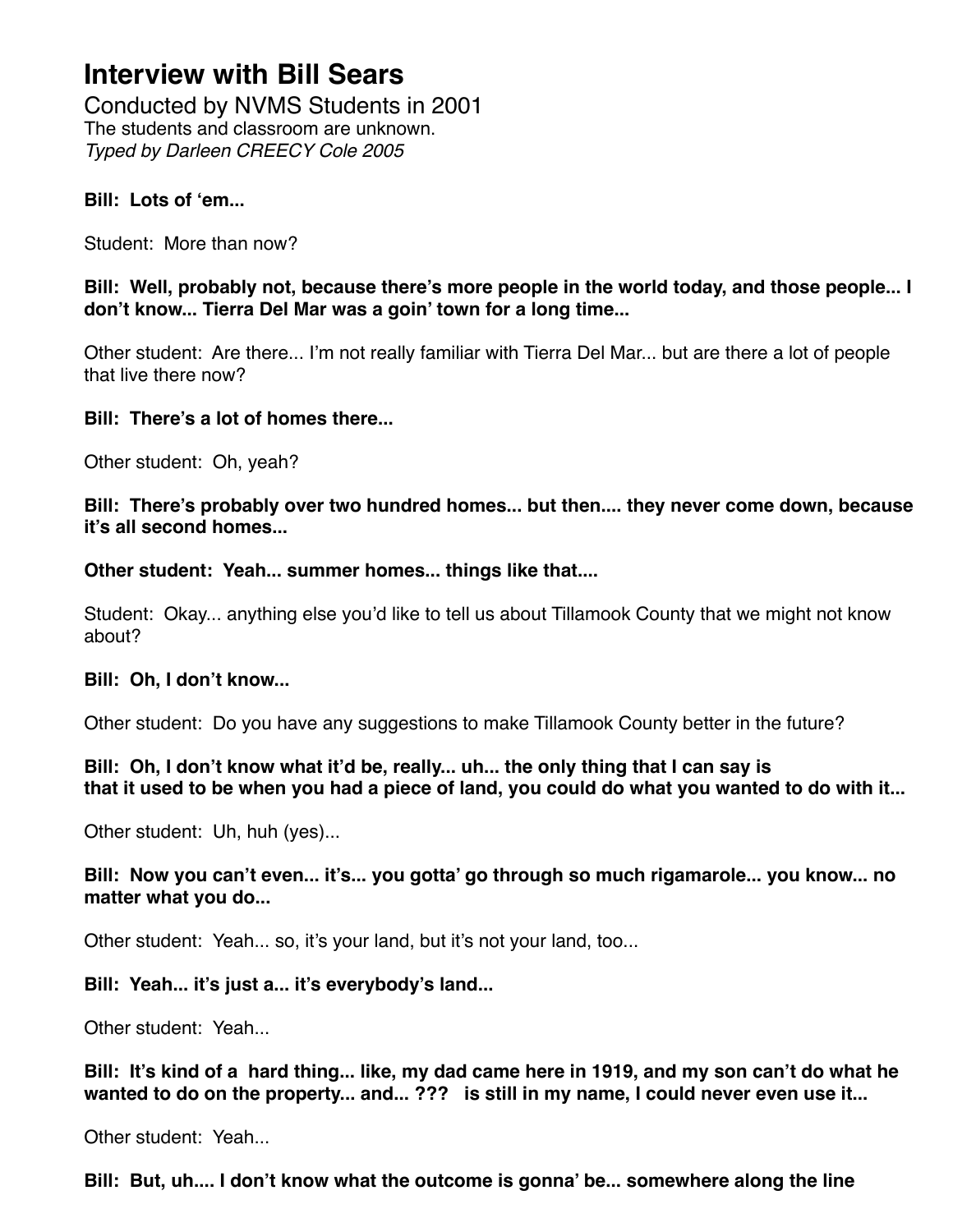# Interview with Bill Sears

Conducted by NVMS Students in 2001

The students and classroom are unknown.

*Typed by Darleen CREECY Cole 2005*

**Bill: Lots of 'em...**

Student: More than now?

**Bill: Well, probably not, because there's more people in the world today, and those people... I don't know... Tierra Del Mar was a goin' town for a long time...**

Other student: Are there... I'm not really familiar with Tierra Del Mar... but are there a lot of people that live there now?

**Bill: There's a lot of homes there...**

Other student: Oh, yeah?

**Bill: There's probably over two hundred homes... but then.... they never come down, because it's all second homes...**

**Other student: Yeah... summer homes... things like that....**

Student: Okay... anything else you'd like to tell us about Tillamook County that we might not know about?

**Bill: Oh, I don't know...**

Other student: Do you have any suggestions to make Tillamook County better in the future?

**Bill: Oh, I don't know what it'd be, really... uh... the only thing that I can say is that it used to be when you had a piece of land, you could do what you wanted to do with it...**

Other student: Uh, huh (yes)...

**Bill: Now you can't even... it's... you gotta' go through so much rigamarole... you know... no matter what you do...**

Other student: Yeah... so, it's your land, but it's not your land, too...

**Bill: Yeah... it's just a... it's everybody's land...**

Other student: Yeah...

**Bill: It's kind of a hard thing... like, my dad came here in 1919, and my son can't do what he wanted to do on the property... and... ??? is still in my name, I could never even use it...**

Other student: Yeah...

**Bill: But, uh.... I don't know what the outcome is gonna' be... somewhere along the line**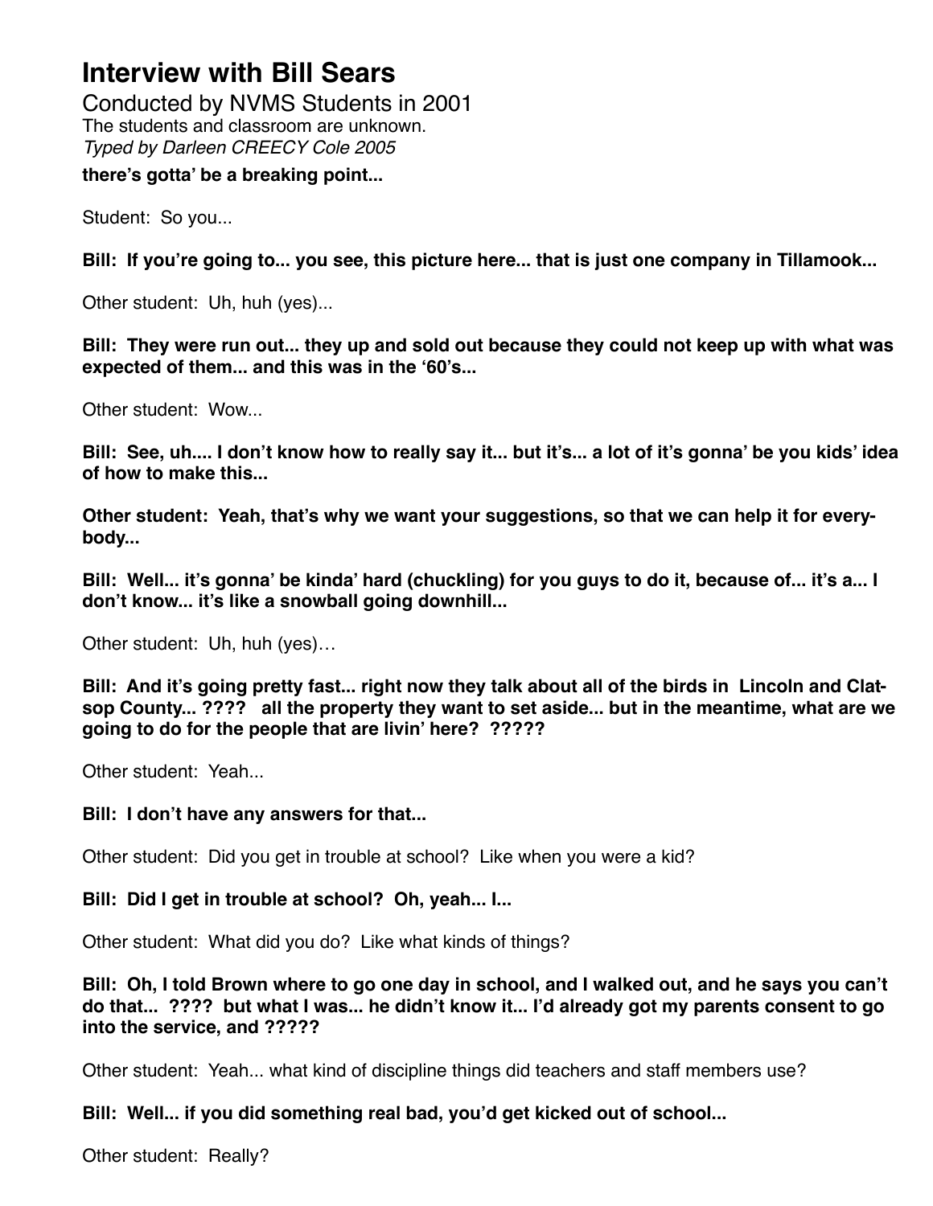# Interview with Bill Sears

Conducted by NVMS Students in 2001

The students and classroom are unknown.

*Typed by Darleen CREECY Cole 2005*

**there's gotta' be a breaking point...**

Student: So you...

**Bill: If you're going to... you see, this picture here... that is just one company in Tillamook...**

Other student: Uh, huh (yes)...

**Bill: They were run out... they up and sold out because they could not keep up with what was expected of them... and this was in the '60's...**

Other student: Wow...

**Bill: See, uh.... I don't know how to really say it... but it's... a lot of it's gonna' be you kids' idea of how to make this...**

**Other student: Yeah, that's why we want your suggestions, so that we can help it for everybody...**

**Bill: Well... it's gonna' be kinda' hard (chuckling) for you guys to do it, because of... it's a... I don't know... it's like a snowball going downhill...**

Other student: Uh, huh (yes)…

**Bill: And it's going pretty fast... right now they talk about all of the birds in Lincoln and Clatsop County... ???? all the property they want to set aside... but in the meantime, what are we going to do for the people that are livin' here? ?????**

Other student: Yeah...

**Bill: I don't have any answers for that...**

Other student: Did you get in trouble at school? Like when you were a kid?

**Bill: Did I get in trouble at school? Oh, yeah... I...**

Other student: What did you do? Like what kinds of things?

**Bill: Oh, I told Brown where to go one day in school, and I walked out, and he says you can't do that... ???? but what I was... he didn't know it... I'd already got my parents consent to go into the service, and ?????**

Other student: Yeah... what kind of discipline things did teachers and staff members use?

**Bill: Well... if you did something real bad, you'd get kicked out of school...**

Other student: Really?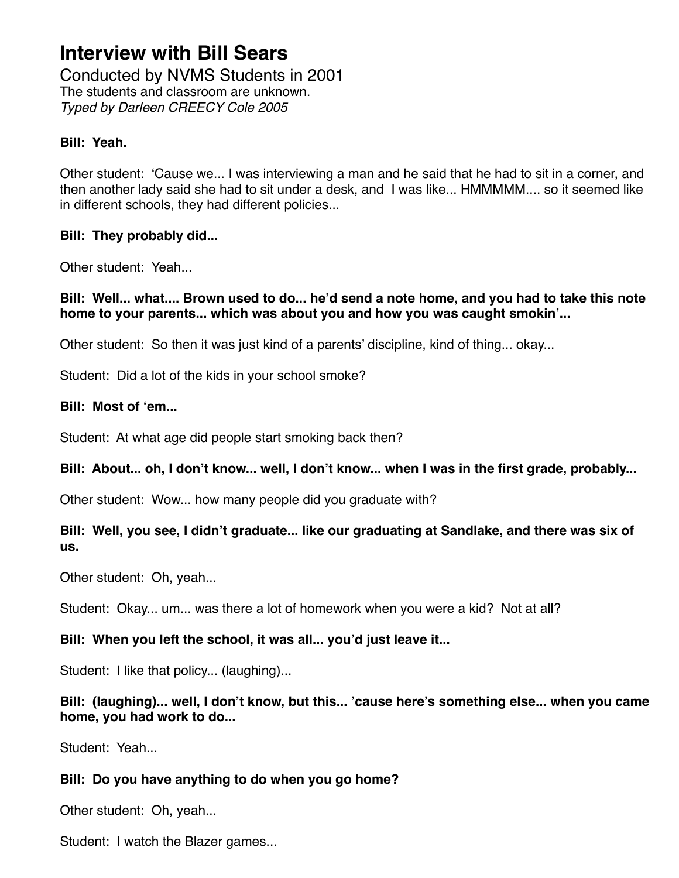# Interview with Bill Sears

Conducted by NVMS Students in 2001
The students and classroom are unknown.
*Typed by Darleen CREECY Cole 2005*

**Bill: Yeah.**

Other student: 'Cause we... I was interviewing a man and he said that he had to sit in a corner, and then another lady said she had to sit under a desk, and I was like... HMMMMM.... so it seemed like in different schools, they had different policies...

**Bill: They probably did...**

Other student: Yeah...

**Bill: Well... what.... Brown used to do... he'd send a note home, and you had to take this note home to your parents... which was about you and how you was caught smokin'...**

Other student: So then it was just kind of a parents' discipline, kind of thing... okay...

Student: Did a lot of the kids in your school smoke?

**Bill: Most of 'em...**

Student: At what age did people start smoking back then?

**Bill: About... oh, I don't know... well, I don't know... when I was in the first grade, probably...**

Other student: Wow... how many people did you graduate with?

**Bill: Well, you see, I didn't graduate... like our graduating at Sandlake, and there was six of us.**

Other student: Oh, yeah...

Student: Okay... um... was there a lot of homework when you were a kid? Not at all?

**Bill: When you left the school, it was all... you'd just leave it...**

Student: I like that policy... (laughing)...

**Bill: (laughing)... well, I don't know, but this... 'cause here's something else... when you came home, you had work to do...**

Student: Yeah...

**Bill: Do you have anything to do when you go home?**

Other student: Oh, yeah...

Student: I watch the Blazer games...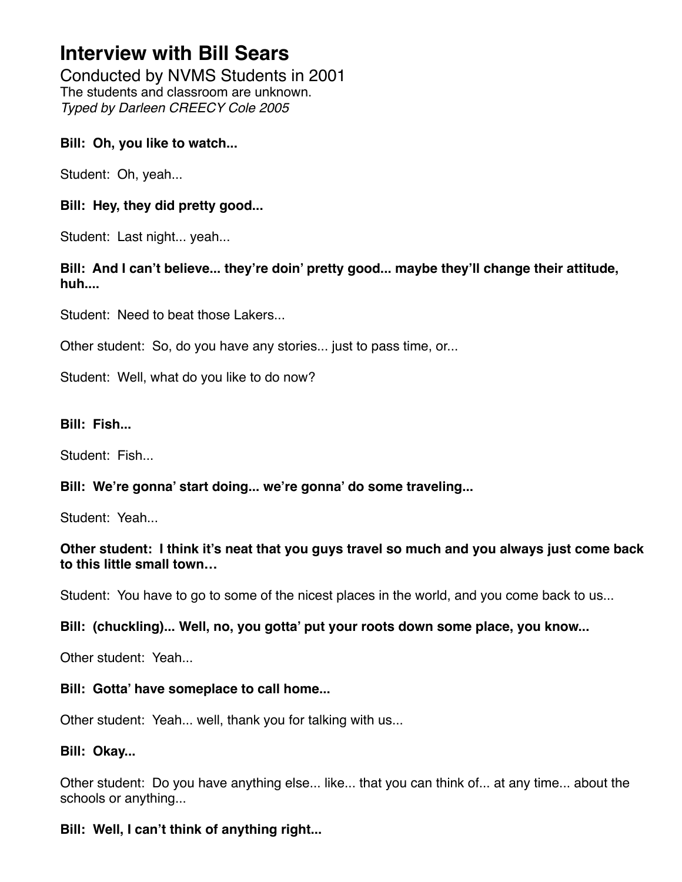# Interview with Bill Sears

Conducted by NVMS Students in 2001

The students and classroom are unknown.

*Typed by Darleen CREECY Cole 2005*

**Bill: Oh, you like to watch...**

Student: Oh, yeah...

**Bill: Hey, they did pretty good...**

Student: Last night... yeah...

**Bill: And I can't believe... they're doin' pretty good... maybe they'll change their attitude, huh....**

Student: Need to beat those Lakers...

Other student: So, do you have any stories... just to pass time, or...

Student: Well, what do you like to do now?

**Bill: Fish...**

Student: Fish...

**Bill: We're gonna' start doing... we're gonna' do some traveling...**

Student: Yeah...

**Other student: I think it's neat that you guys travel so much and you always just come back to this little small town…**

Student: You have to go to some of the nicest places in the world, and you come back to us...

**Bill: (chuckling)... Well, no, you gotta' put your roots down some place, you know...**

Other student: Yeah...

**Bill: Gotta' have someplace to call home...**

Other student: Yeah... well, thank you for talking with us...

**Bill: Okay...**

Other student: Do you have anything else... like... that you can think of... at any time... about the schools or anything...

**Bill: Well, I can't think of anything right...**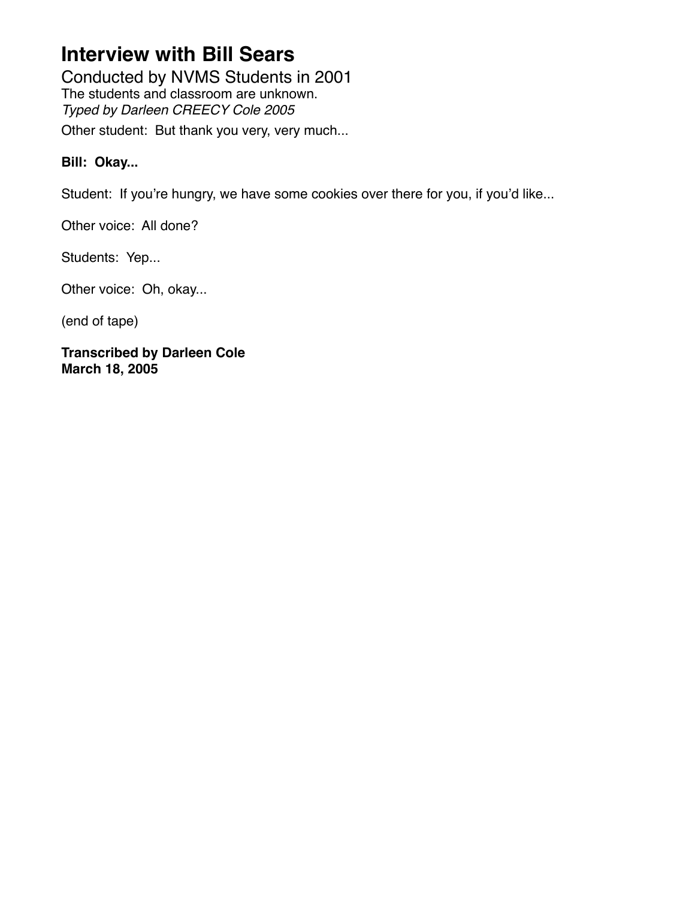# Interview with Bill Sears

Conducted by NVMS Students in 2001
The students and classroom are unknown.
*Typed by Darleen CREECY Cole 2005*

Other student: But thank you very, very much...

**Bill: Okay...**

Student: If you're hungry, we have some cookies over there for you, if you'd like...

Other voice: All done?

Students: Yep...

Other voice: Oh, okay...

(end of tape)

**Transcribed by Darleen Cole**
**March 18, 2005**